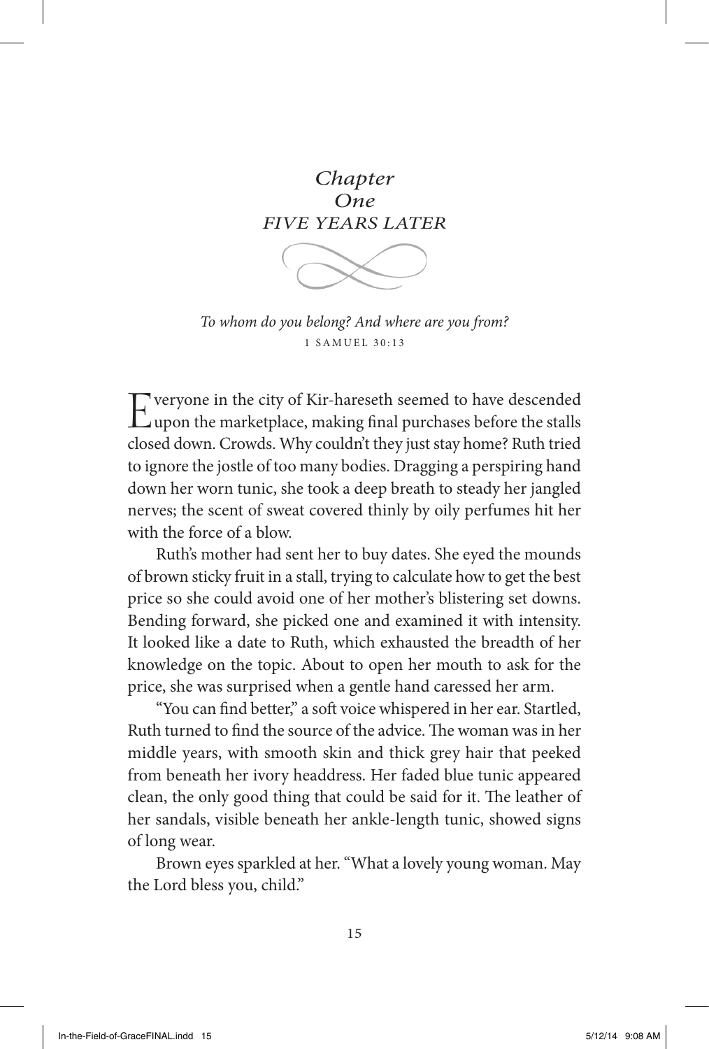# *Chapter One*
## *FIVE YEARS LATER*

*To whom do you belong? And where are you from?*
1 SAMUEL 30:13

Everyone in the city of Kir-hareseth seemed to have descended upon the marketplace, making final purchases before the stalls closed down. Crowds. Why couldn't they just stay home? Ruth tried to ignore the jostle of too many bodies. Dragging a perspiring hand down her worn tunic, she took a deep breath to steady her jangled nerves; the scent of sweat covered thinly by oily perfumes hit her with the force of a blow.

Ruth's mother had sent her to buy dates. She eyed the mounds of brown sticky fruit in a stall, trying to calculate how to get the best price so she could avoid one of her mother's blistering set downs. Bending forward, she picked one and examined it with intensity. It looked like a date to Ruth, which exhausted the breadth of her knowledge on the topic. About to open her mouth to ask for the price, she was surprised when a gentle hand caressed her arm.

"You can find better," a soft voice whispered in her ear. Startled, Ruth turned to find the source of the advice. The woman was in her middle years, with smooth skin and thick grey hair that peeked from beneath her ivory headdress. Her faded blue tunic appeared clean, the only good thing that could be said for it. The leather of her sandals, visible beneath her ankle-length tunic, showed signs of long wear.

Brown eyes sparkled at her. "What a lovely young woman. May the Lord bless you, child."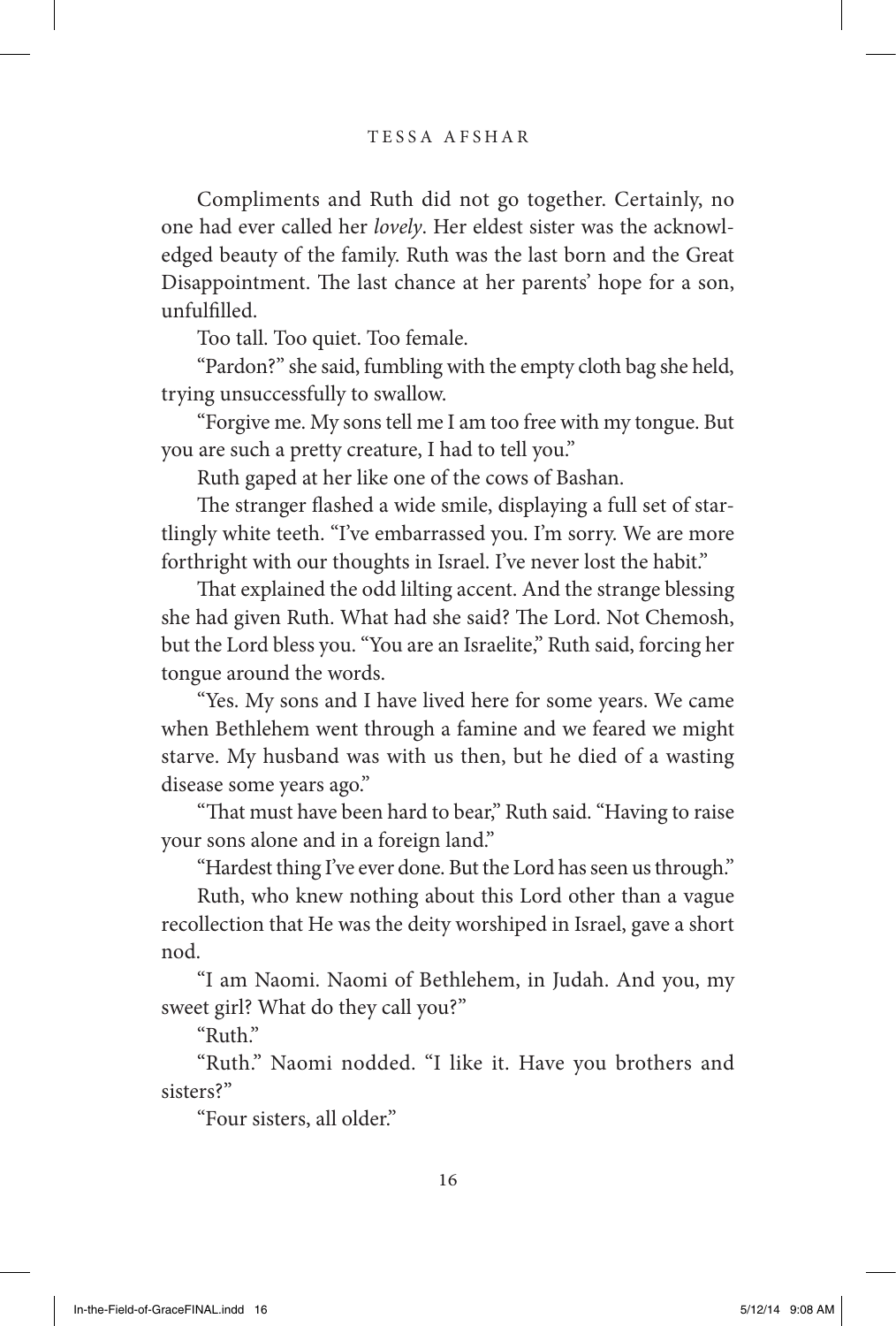Compliments and Ruth did not go together. Certainly, no one had ever called her *lovely*. Her eldest sister was the acknowledged beauty of the family. Ruth was the last born and the Great Disappointment. The last chance at her parents' hope for a son, unfulfilled.

Too tall. Too quiet. Too female.

"Pardon?" she said, fumbling with the empty cloth bag she held, trying unsuccessfully to swallow.

"Forgive me. My sons tell me I am too free with my tongue. But you are such a pretty creature, I had to tell you."

Ruth gaped at her like one of the cows of Bashan.

The stranger flashed a wide smile, displaying a full set of startlingly white teeth. "I've embarrassed you. I'm sorry. We are more forthright with our thoughts in Israel. I've never lost the habit."

That explained the odd lilting accent. And the strange blessing she had given Ruth. What had she said? The Lord. Not Chemosh, but the Lord bless you. "You are an Israelite," Ruth said, forcing her tongue around the words.

"Yes. My sons and I have lived here for some years. We came when Bethlehem went through a famine and we feared we might starve. My husband was with us then, but he died of a wasting disease some years ago."

"That must have been hard to bear," Ruth said. "Having to raise your sons alone and in a foreign land."

"Hardest thing I've ever done. But the Lord has seen us through."

Ruth, who knew nothing about this Lord other than a vague recollection that He was the deity worshiped in Israel, gave a short nod.

"I am Naomi. Naomi of Bethlehem, in Judah. And you, my sweet girl? What do they call you?"

"Ruth."

"Ruth." Naomi nodded. "I like it. Have you brothers and sisters?"

"Four sisters, all older."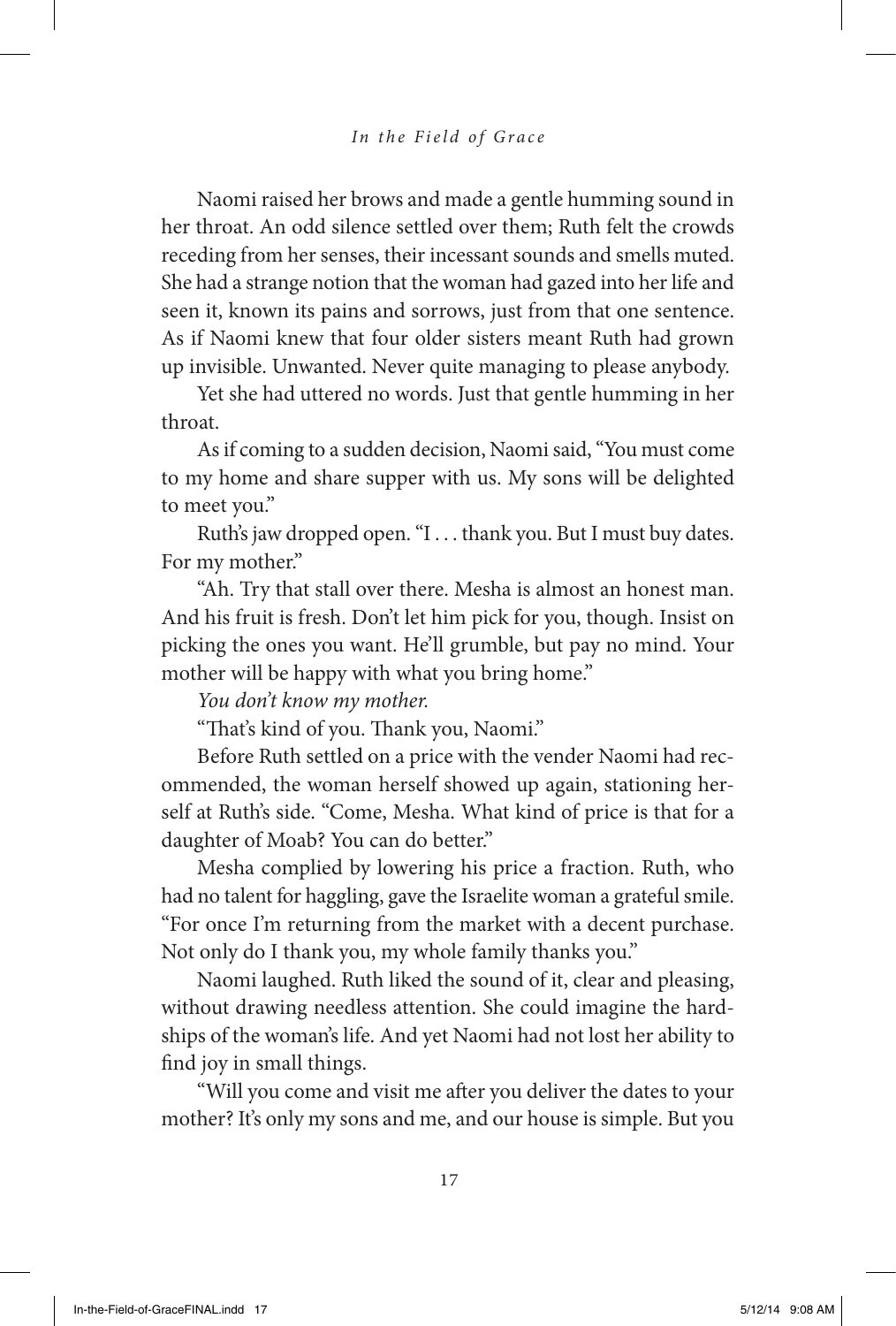Naomi raised her brows and made a gentle humming sound in her throat. An odd silence settled over them; Ruth felt the crowds receding from her senses, their incessant sounds and smells muted. She had a strange notion that the woman had gazed into her life and seen it, known its pains and sorrows, just from that one sentence. As if Naomi knew that four older sisters meant Ruth had grown up invisible. Unwanted. Never quite managing to please anybody.

Yet she had uttered no words. Just that gentle humming in her throat.

As if coming to a sudden decision, Naomi said, "You must come to my home and share supper with us. My sons will be delighted to meet you."

Ruth's jaw dropped open. "I . . . thank you. But I must buy dates. For my mother."

"Ah. Try that stall over there. Mesha is almost an honest man. And his fruit is fresh. Don't let him pick for you, though. Insist on picking the ones you want. He'll grumble, but pay no mind. Your mother will be happy with what you bring home."

*You don't know my mother.*

"That's kind of you. Thank you, Naomi."

Before Ruth settled on a price with the vender Naomi had recommended, the woman herself showed up again, stationing herself at Ruth's side. "Come, Mesha. What kind of price is that for a daughter of Moab? You can do better."

Mesha complied by lowering his price a fraction. Ruth, who had no talent for haggling, gave the Israelite woman a grateful smile. "For once I'm returning from the market with a decent purchase. Not only do I thank you, my whole family thanks you."

Naomi laughed. Ruth liked the sound of it, clear and pleasing, without drawing needless attention. She could imagine the hardships of the woman's life. And yet Naomi had not lost her ability to find joy in small things.

"Will you come and visit me after you deliver the dates to your mother? It's only my sons and me, and our house is simple. But you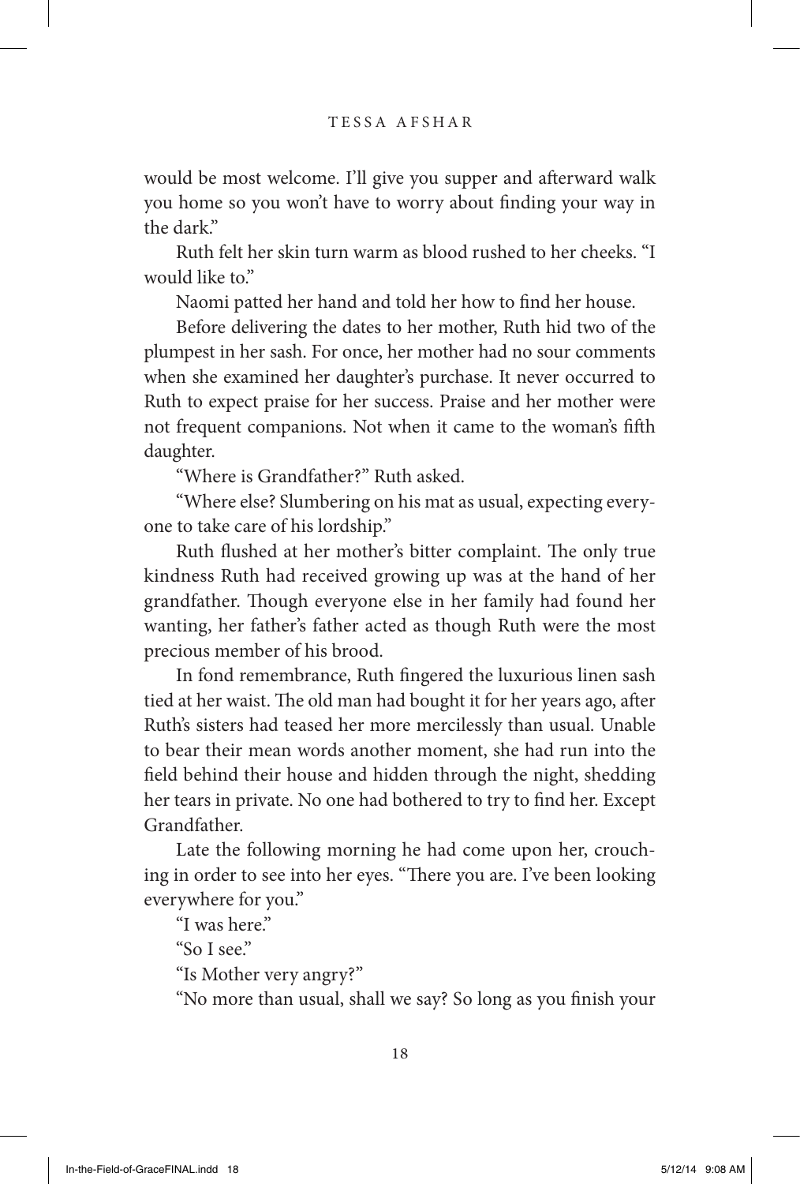would be most welcome. I'll give you supper and afterward walk you home so you won't have to worry about finding your way in the dark."

Ruth felt her skin turn warm as blood rushed to her cheeks. "I would like to."

Naomi patted her hand and told her how to find her house.

Before delivering the dates to her mother, Ruth hid two of the plumpest in her sash. For once, her mother had no sour comments when she examined her daughter's purchase. It never occurred to Ruth to expect praise for her success. Praise and her mother were not frequent companions. Not when it came to the woman's fifth daughter.

"Where is Grandfather?" Ruth asked.

"Where else? Slumbering on his mat as usual, expecting everyone to take care of his lordship."

Ruth flushed at her mother's bitter complaint. The only true kindness Ruth had received growing up was at the hand of her grandfather. Though everyone else in her family had found her wanting, her father's father acted as though Ruth were the most precious member of his brood.

In fond remembrance, Ruth fingered the luxurious linen sash tied at her waist. The old man had bought it for her years ago, after Ruth's sisters had teased her more mercilessly than usual. Unable to bear their mean words another moment, she had run into the field behind their house and hidden through the night, shedding her tears in private. No one had bothered to try to find her. Except Grandfather.

Late the following morning he had come upon her, crouching in order to see into her eyes. "There you are. I've been looking everywhere for you."

"I was here."

"So I see."

"Is Mother very angry?"

"No more than usual, shall we say? So long as you finish your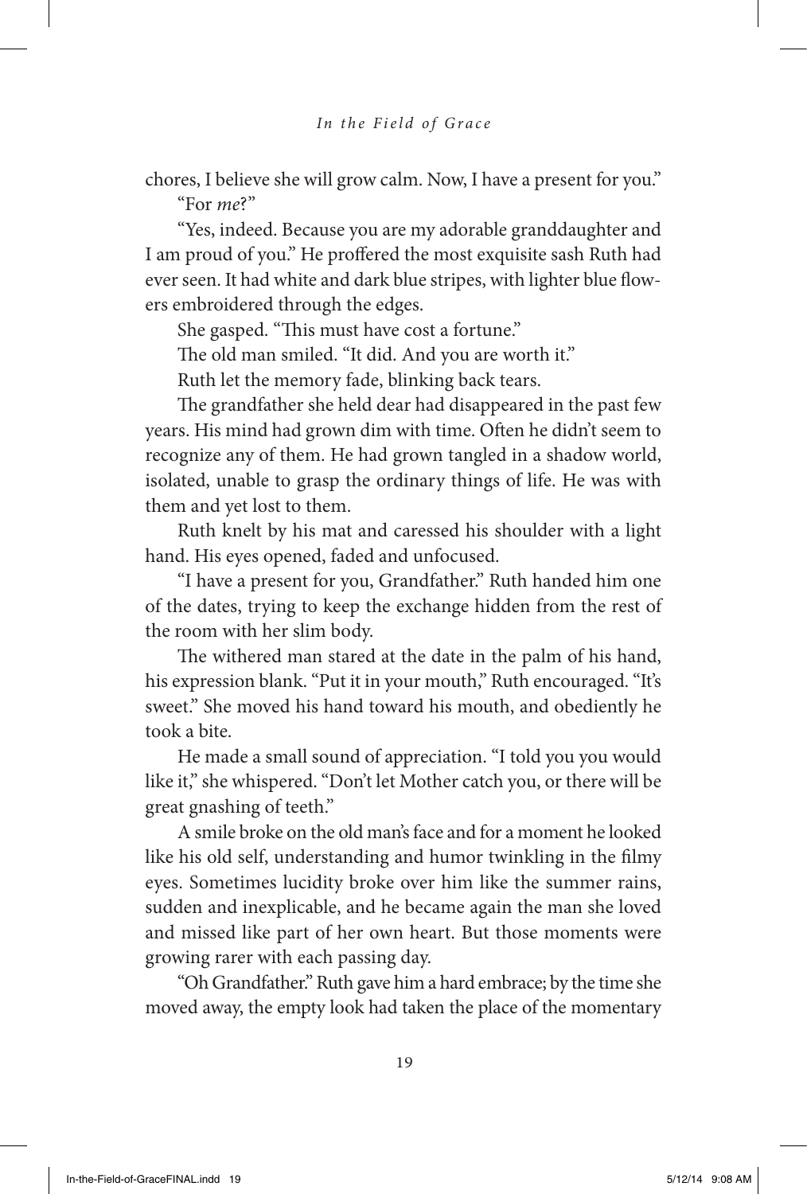chores, I believe she will grow calm. Now, I have a present for you."

"For *me*?"

"Yes, indeed. Because you are my adorable granddaughter and I am proud of you." He proffered the most exquisite sash Ruth had ever seen. It had white and dark blue stripes, with lighter blue flowers embroidered through the edges.

She gasped. "This must have cost a fortune."

The old man smiled. "It did. And you are worth it."

Ruth let the memory fade, blinking back tears.

The grandfather she held dear had disappeared in the past few years. His mind had grown dim with time. Often he didn't seem to recognize any of them. He had grown tangled in a shadow world, isolated, unable to grasp the ordinary things of life. He was with them and yet lost to them.

Ruth knelt by his mat and caressed his shoulder with a light hand. His eyes opened, faded and unfocused.

"I have a present for you, Grandfather." Ruth handed him one of the dates, trying to keep the exchange hidden from the rest of the room with her slim body.

The withered man stared at the date in the palm of his hand, his expression blank. "Put it in your mouth," Ruth encouraged. "It's sweet." She moved his hand toward his mouth, and obediently he took a bite.

He made a small sound of appreciation. "I told you you would like it," she whispered. "Don't let Mother catch you, or there will be great gnashing of teeth."

A smile broke on the old man's face and for a moment he looked like his old self, understanding and humor twinkling in the filmy eyes. Sometimes lucidity broke over him like the summer rains, sudden and inexplicable, and he became again the man she loved and missed like part of her own heart. But those moments were growing rarer with each passing day.

"Oh Grandfather." Ruth gave him a hard embrace; by the time she moved away, the empty look had taken the place of the momentary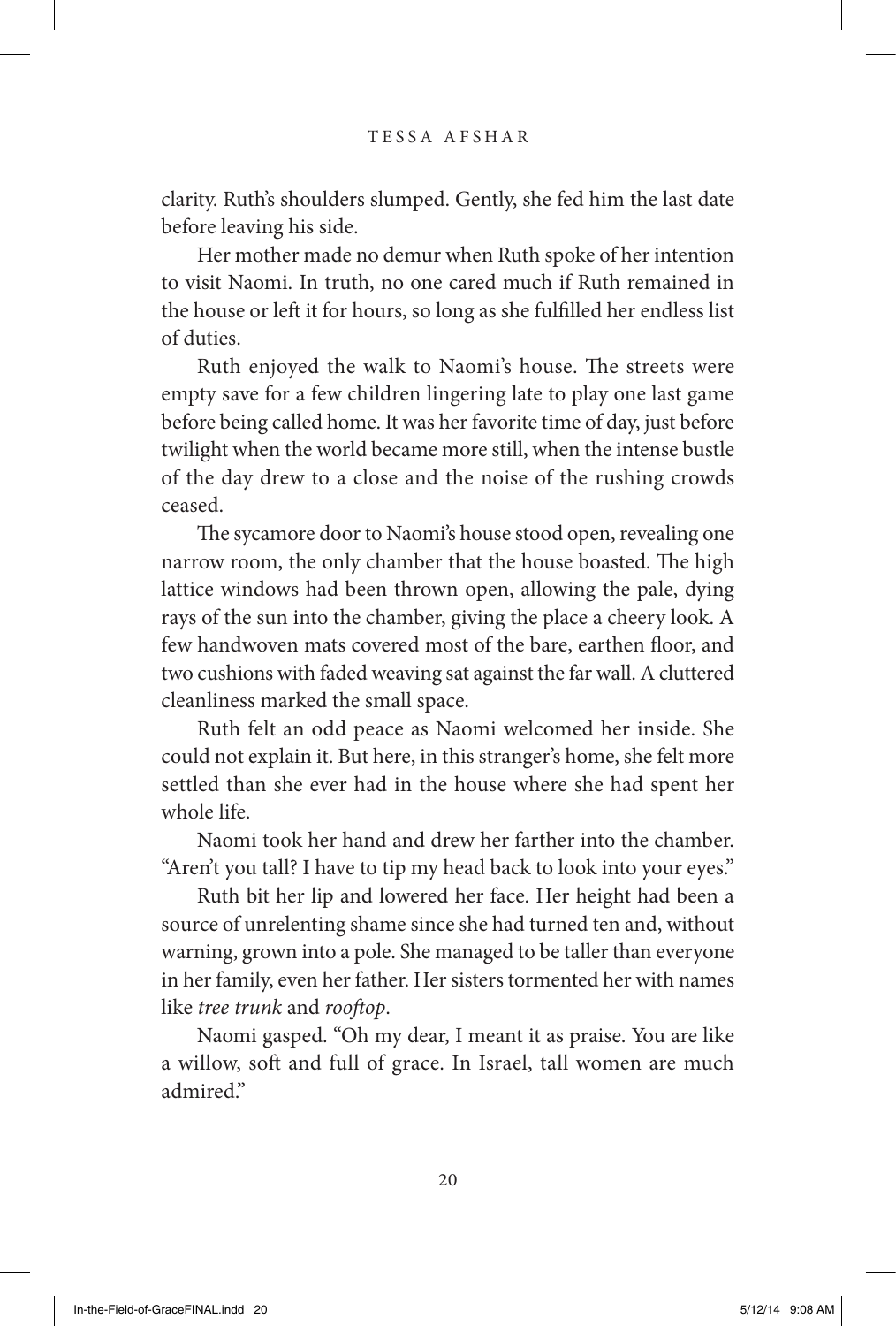clarity. Ruth's shoulders slumped. Gently, she fed him the last date before leaving his side.

Her mother made no demur when Ruth spoke of her intention to visit Naomi. In truth, no one cared much if Ruth remained in the house or left it for hours, so long as she fulfilled her endless list of duties.

Ruth enjoyed the walk to Naomi's house. The streets were empty save for a few children lingering late to play one last game before being called home. It was her favorite time of day, just before twilight when the world became more still, when the intense bustle of the day drew to a close and the noise of the rushing crowds ceased.

The sycamore door to Naomi's house stood open, revealing one narrow room, the only chamber that the house boasted. The high lattice windows had been thrown open, allowing the pale, dying rays of the sun into the chamber, giving the place a cheery look. A few handwoven mats covered most of the bare, earthen floor, and two cushions with faded weaving sat against the far wall. A cluttered cleanliness marked the small space.

Ruth felt an odd peace as Naomi welcomed her inside. She could not explain it. But here, in this stranger's home, she felt more settled than she ever had in the house where she had spent her whole life.

Naomi took her hand and drew her farther into the chamber. "Aren't you tall? I have to tip my head back to look into your eyes."

Ruth bit her lip and lowered her face. Her height had been a source of unrelenting shame since she had turned ten and, without warning, grown into a pole. She managed to be taller than everyone in her family, even her father. Her sisters tormented her with names like *tree trunk* and *rooftop*.

Naomi gasped. "Oh my dear, I meant it as praise. You are like a willow, soft and full of grace. In Israel, tall women are much admired."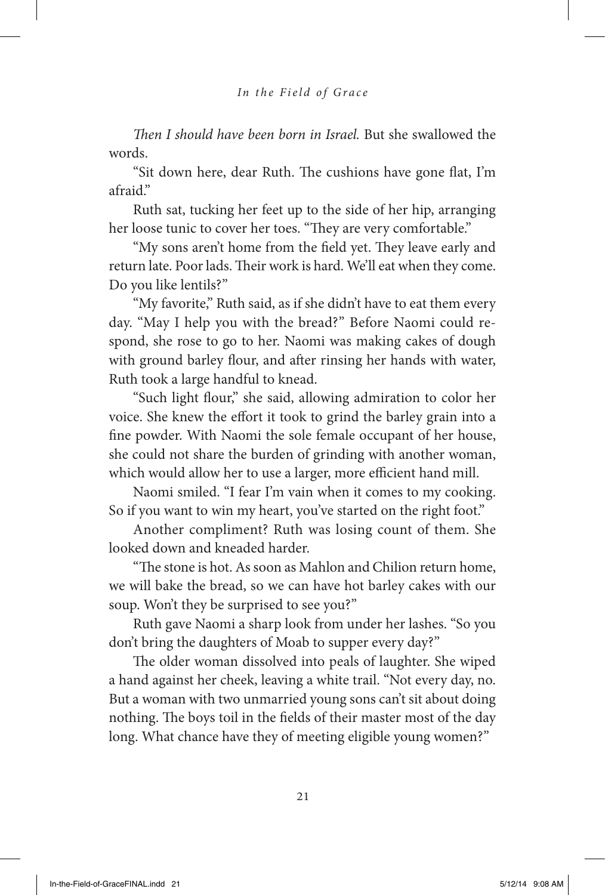*Then I should have been born in Israel.* But she swallowed the words.

"Sit down here, dear Ruth. The cushions have gone flat, I'm afraid."

Ruth sat, tucking her feet up to the side of her hip, arranging her loose tunic to cover her toes. "They are very comfortable."

"My sons aren't home from the field yet. They leave early and return late. Poor lads. Their work is hard. We'll eat when they come. Do you like lentils?"

"My favorite," Ruth said, as if she didn't have to eat them every day. "May I help you with the bread?" Before Naomi could respond, she rose to go to her. Naomi was making cakes of dough with ground barley flour, and after rinsing her hands with water, Ruth took a large handful to knead.

"Such light flour," she said, allowing admiration to color her voice. She knew the effort it took to grind the barley grain into a fine powder. With Naomi the sole female occupant of her house, she could not share the burden of grinding with another woman, which would allow her to use a larger, more efficient hand mill.

Naomi smiled. "I fear I'm vain when it comes to my cooking. So if you want to win my heart, you've started on the right foot."

Another compliment? Ruth was losing count of them. She looked down and kneaded harder.

"The stone is hot. As soon as Mahlon and Chilion return home, we will bake the bread, so we can have hot barley cakes with our soup. Won't they be surprised to see you?"

Ruth gave Naomi a sharp look from under her lashes. "So you don't bring the daughters of Moab to supper every day?"

The older woman dissolved into peals of laughter. She wiped a hand against her cheek, leaving a white trail. "Not every day, no. But a woman with two unmarried young sons can't sit about doing nothing. The boys toil in the fields of their master most of the day long. What chance have they of meeting eligible young women?"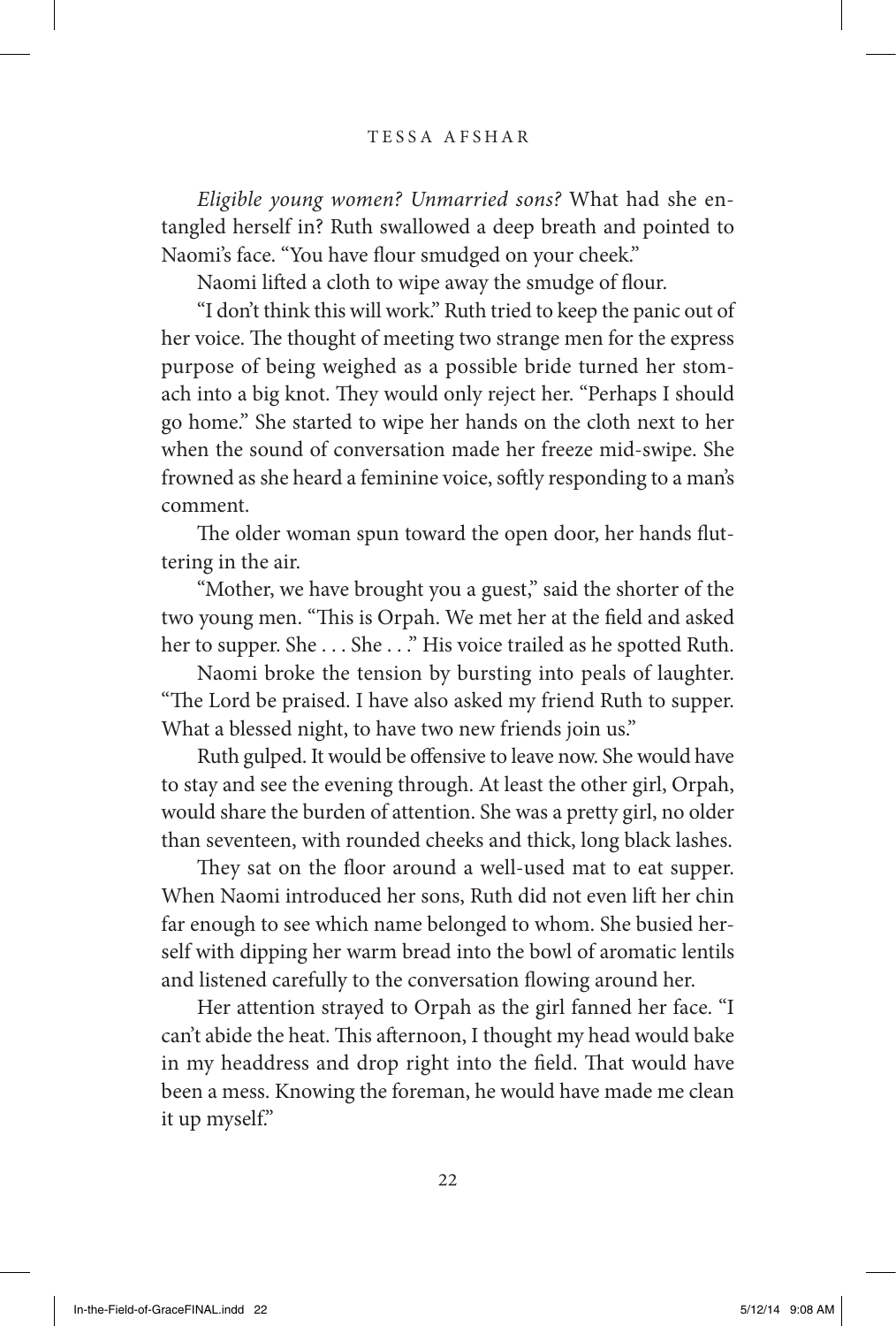*Eligible young women? Unmarried sons?* What had she entangled herself in? Ruth swallowed a deep breath and pointed to Naomi's face. "You have flour smudged on your cheek."

Naomi lifted a cloth to wipe away the smudge of flour.

"I don't think this will work." Ruth tried to keep the panic out of her voice. The thought of meeting two strange men for the express purpose of being weighed as a possible bride turned her stomach into a big knot. They would only reject her. "Perhaps I should go home." She started to wipe her hands on the cloth next to her when the sound of conversation made her freeze mid-swipe. She frowned as she heard a feminine voice, softly responding to a man's comment.

The older woman spun toward the open door, her hands fluttering in the air.

"Mother, we have brought you a guest," said the shorter of the two young men. "This is Orpah. We met her at the field and asked her to supper. She . . . She . . ." His voice trailed as he spotted Ruth.

Naomi broke the tension by bursting into peals of laughter. "The Lord be praised. I have also asked my friend Ruth to supper. What a blessed night, to have two new friends join us."

Ruth gulped. It would be offensive to leave now. She would have to stay and see the evening through. At least the other girl, Orpah, would share the burden of attention. She was a pretty girl, no older than seventeen, with rounded cheeks and thick, long black lashes.

They sat on the floor around a well-used mat to eat supper. When Naomi introduced her sons, Ruth did not even lift her chin far enough to see which name belonged to whom. She busied herself with dipping her warm bread into the bowl of aromatic lentils and listened carefully to the conversation flowing around her.

Her attention strayed to Orpah as the girl fanned her face. "I can't abide the heat. This afternoon, I thought my head would bake in my headdress and drop right into the field. That would have been a mess. Knowing the foreman, he would have made me clean it up myself."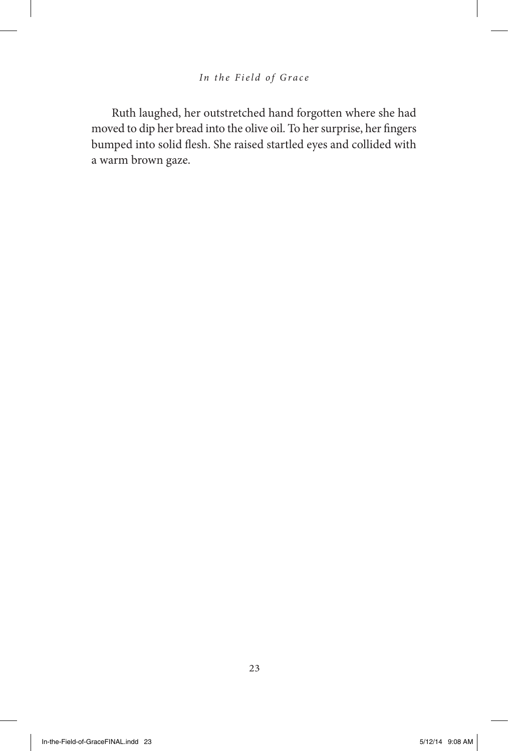Ruth laughed, her outstretched hand forgotten where she had moved to dip her bread into the olive oil. To her surprise, her fingers bumped into solid flesh. She raised startled eyes and collided with a warm brown gaze.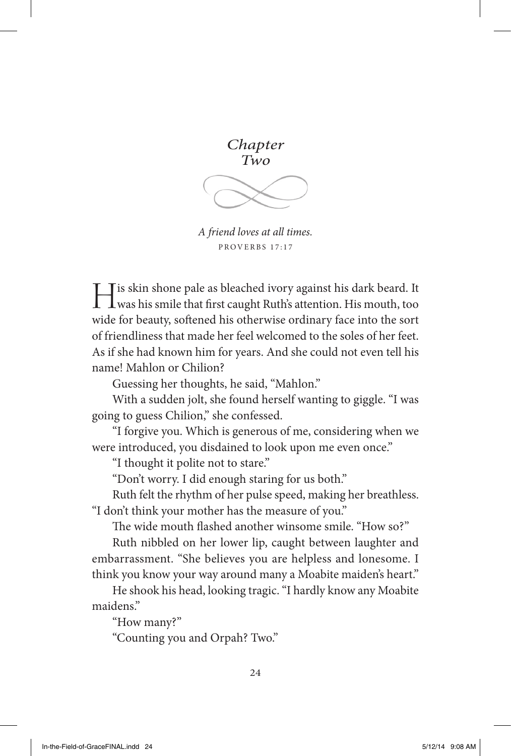# *Chapter Two*

*A friend loves at all times.*
PROVERBS 17:17

His skin shone pale as bleached ivory against his dark beard. It was his smile that first caught Ruth's attention. His mouth, too wide for beauty, softened his otherwise ordinary face into the sort of friendliness that made her feel welcomed to the soles of her feet. As if she had known him for years. And she could not even tell his name! Mahlon or Chilion?

Guessing her thoughts, he said, "Mahlon."

With a sudden jolt, she found herself wanting to giggle. "I was going to guess Chilion," she confessed.

"I forgive you. Which is generous of me, considering when we were introduced, you disdained to look upon me even once."

"I thought it polite not to stare."

"Don't worry. I did enough staring for us both."

Ruth felt the rhythm of her pulse speed, making her breathless. "I don't think your mother has the measure of you."

The wide mouth flashed another winsome smile. "How so?"

Ruth nibbled on her lower lip, caught between laughter and embarrassment. "She believes you are helpless and lonesome. I think you know your way around many a Moabite maiden's heart."

He shook his head, looking tragic. "I hardly know any Moabite maidens."

"How many?"

"Counting you and Orpah? Two."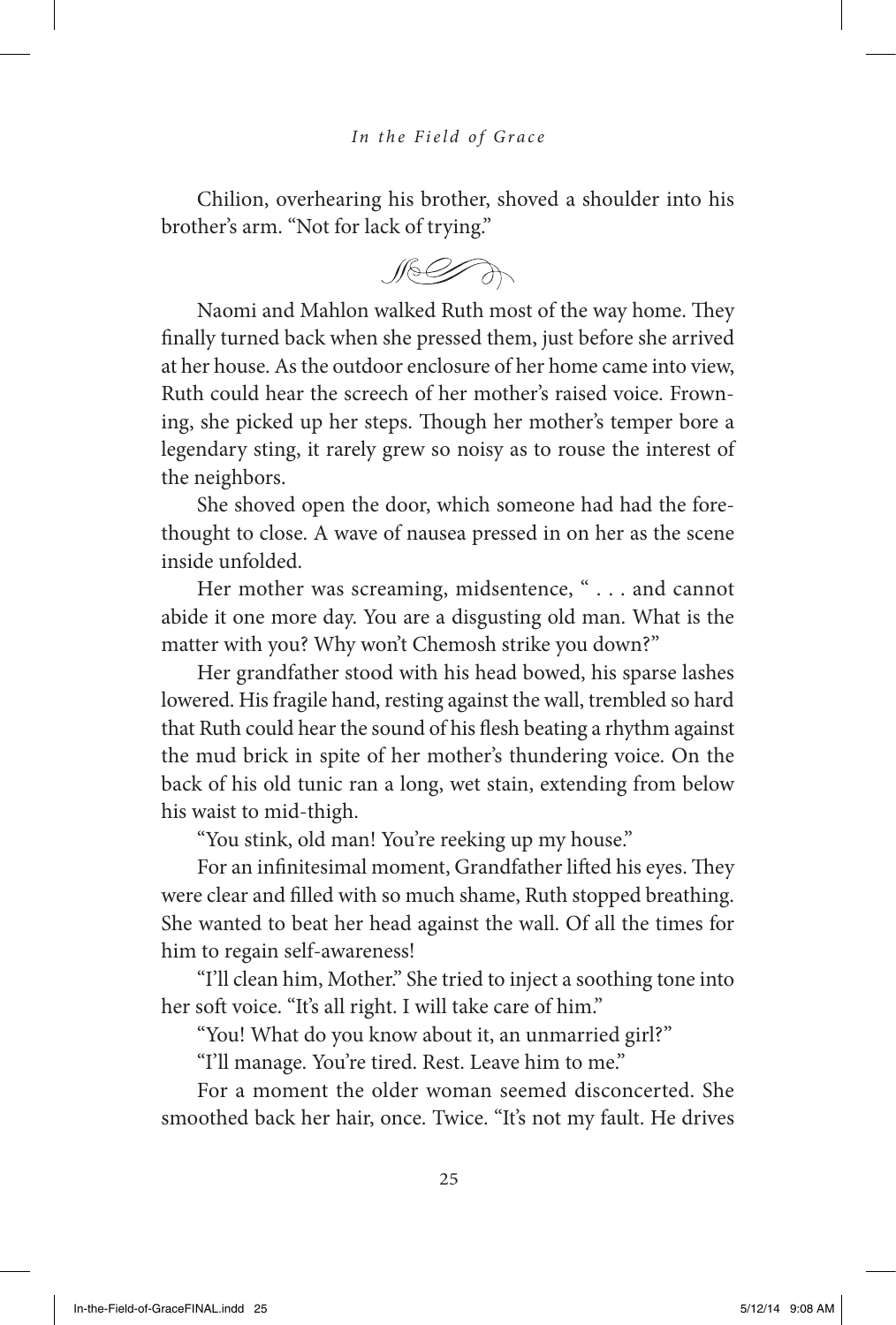Chilion, overhearing his brother, shoved a shoulder into his brother's arm. "Not for lack of trying."

Naomi and Mahlon walked Ruth most of the way home. They finally turned back when she pressed them, just before she arrived at her house. As the outdoor enclosure of her home came into view, Ruth could hear the screech of her mother's raised voice. Frowning, she picked up her steps. Though her mother's temper bore a legendary sting, it rarely grew so noisy as to rouse the interest of the neighbors.

She shoved open the door, which someone had had the forethought to close. A wave of nausea pressed in on her as the scene inside unfolded.

Her mother was screaming, midsentence, " . . . and cannot abide it one more day. You are a disgusting old man. What is the matter with you? Why won't Chemosh strike you down?"

Her grandfather stood with his head bowed, his sparse lashes lowered. His fragile hand, resting against the wall, trembled so hard that Ruth could hear the sound of his flesh beating a rhythm against the mud brick in spite of her mother's thundering voice. On the back of his old tunic ran a long, wet stain, extending from below his waist to mid-thigh.

"You stink, old man! You're reeking up my house."

For an infinitesimal moment, Grandfather lifted his eyes. They were clear and filled with so much shame, Ruth stopped breathing. She wanted to beat her head against the wall. Of all the times for him to regain self-awareness!

"I'll clean him, Mother." She tried to inject a soothing tone into her soft voice. "It's all right. I will take care of him."

"You! What do you know about it, an unmarried girl?"

"I'll manage. You're tired. Rest. Leave him to me."

For a moment the older woman seemed disconcerted. She smoothed back her hair, once. Twice. "It's not my fault. He drives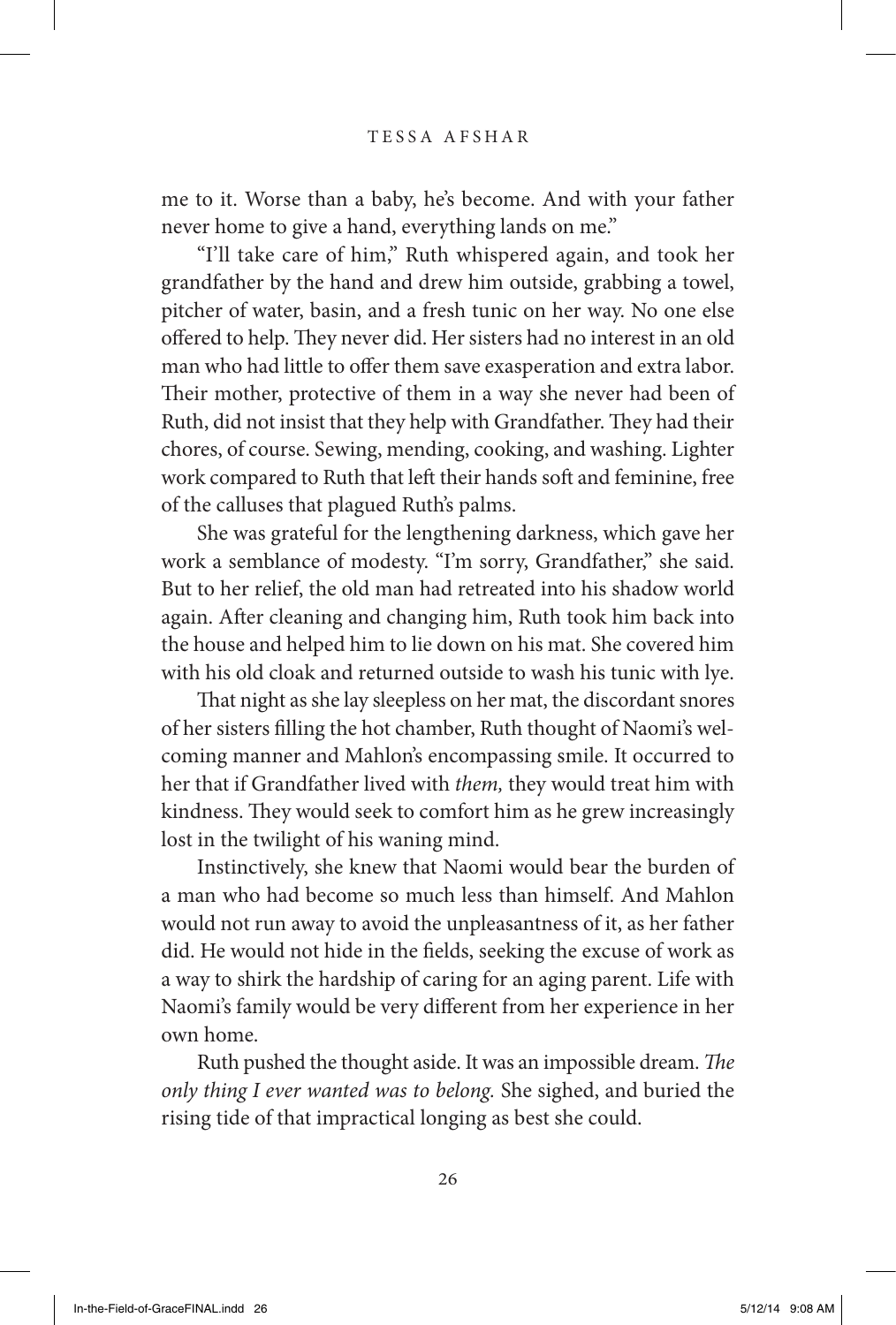me to it. Worse than a baby, he's become. And with your father never home to give a hand, everything lands on me."

"I'll take care of him," Ruth whispered again, and took her grandfather by the hand and drew him outside, grabbing a towel, pitcher of water, basin, and a fresh tunic on her way. No one else offered to help. They never did. Her sisters had no interest in an old man who had little to offer them save exasperation and extra labor. Their mother, protective of them in a way she never had been of Ruth, did not insist that they help with Grandfather. They had their chores, of course. Sewing, mending, cooking, and washing. Lighter work compared to Ruth that left their hands soft and feminine, free of the calluses that plagued Ruth's palms.

She was grateful for the lengthening darkness, which gave her work a semblance of modesty. "I'm sorry, Grandfather," she said. But to her relief, the old man had retreated into his shadow world again. After cleaning and changing him, Ruth took him back into the house and helped him to lie down on his mat. She covered him with his old cloak and returned outside to wash his tunic with lye.

That night as she lay sleepless on her mat, the discordant snores of her sisters filling the hot chamber, Ruth thought of Naomi's welcoming manner and Mahlon's encompassing smile. It occurred to her that if Grandfather lived with *them,* they would treat him with kindness. They would seek to comfort him as he grew increasingly lost in the twilight of his waning mind.

Instinctively, she knew that Naomi would bear the burden of a man who had become so much less than himself. And Mahlon would not run away to avoid the unpleasantness of it, as her father did. He would not hide in the fields, seeking the excuse of work as a way to shirk the hardship of caring for an aging parent. Life with Naomi's family would be very different from her experience in her own home.

Ruth pushed the thought aside. It was an impossible dream. *The only thing I ever wanted was to belong.* She sighed, and buried the rising tide of that impractical longing as best she could.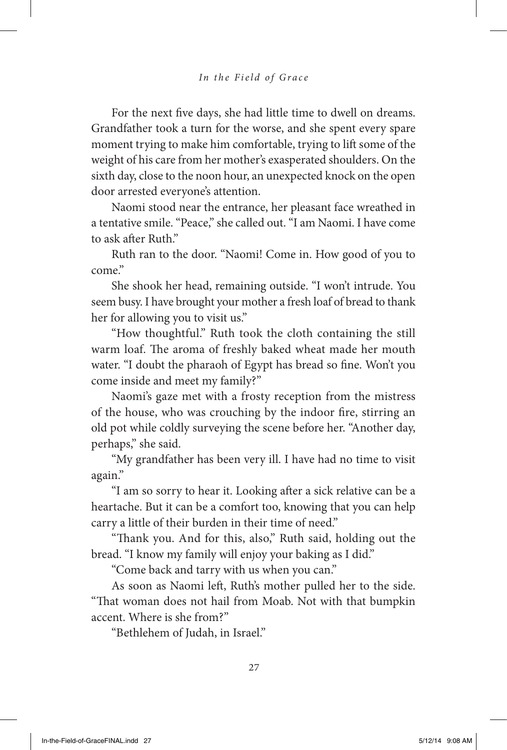For the next five days, she had little time to dwell on dreams. Grandfather took a turn for the worse, and she spent every spare moment trying to make him comfortable, trying to lift some of the weight of his care from her mother's exasperated shoulders. On the sixth day, close to the noon hour, an unexpected knock on the open door arrested everyone's attention.

Naomi stood near the entrance, her pleasant face wreathed in a tentative smile. "Peace," she called out. "I am Naomi. I have come to ask after Ruth."

Ruth ran to the door. "Naomi! Come in. How good of you to come."

She shook her head, remaining outside. "I won't intrude. You seem busy. I have brought your mother a fresh loaf of bread to thank her for allowing you to visit us."

"How thoughtful." Ruth took the cloth containing the still warm loaf. The aroma of freshly baked wheat made her mouth water. "I doubt the pharaoh of Egypt has bread so fine. Won't you come inside and meet my family?"

Naomi's gaze met with a frosty reception from the mistress of the house, who was crouching by the indoor fire, stirring an old pot while coldly surveying the scene before her. "Another day, perhaps," she said.

"My grandfather has been very ill. I have had no time to visit again."

"I am so sorry to hear it. Looking after a sick relative can be a heartache. But it can be a comfort too, knowing that you can help carry a little of their burden in their time of need."

"Thank you. And for this, also," Ruth said, holding out the bread. "I know my family will enjoy your baking as I did."

"Come back and tarry with us when you can."

As soon as Naomi left, Ruth's mother pulled her to the side. "That woman does not hail from Moab. Not with that bumpkin accent. Where is she from?"

"Bethlehem of Judah, in Israel."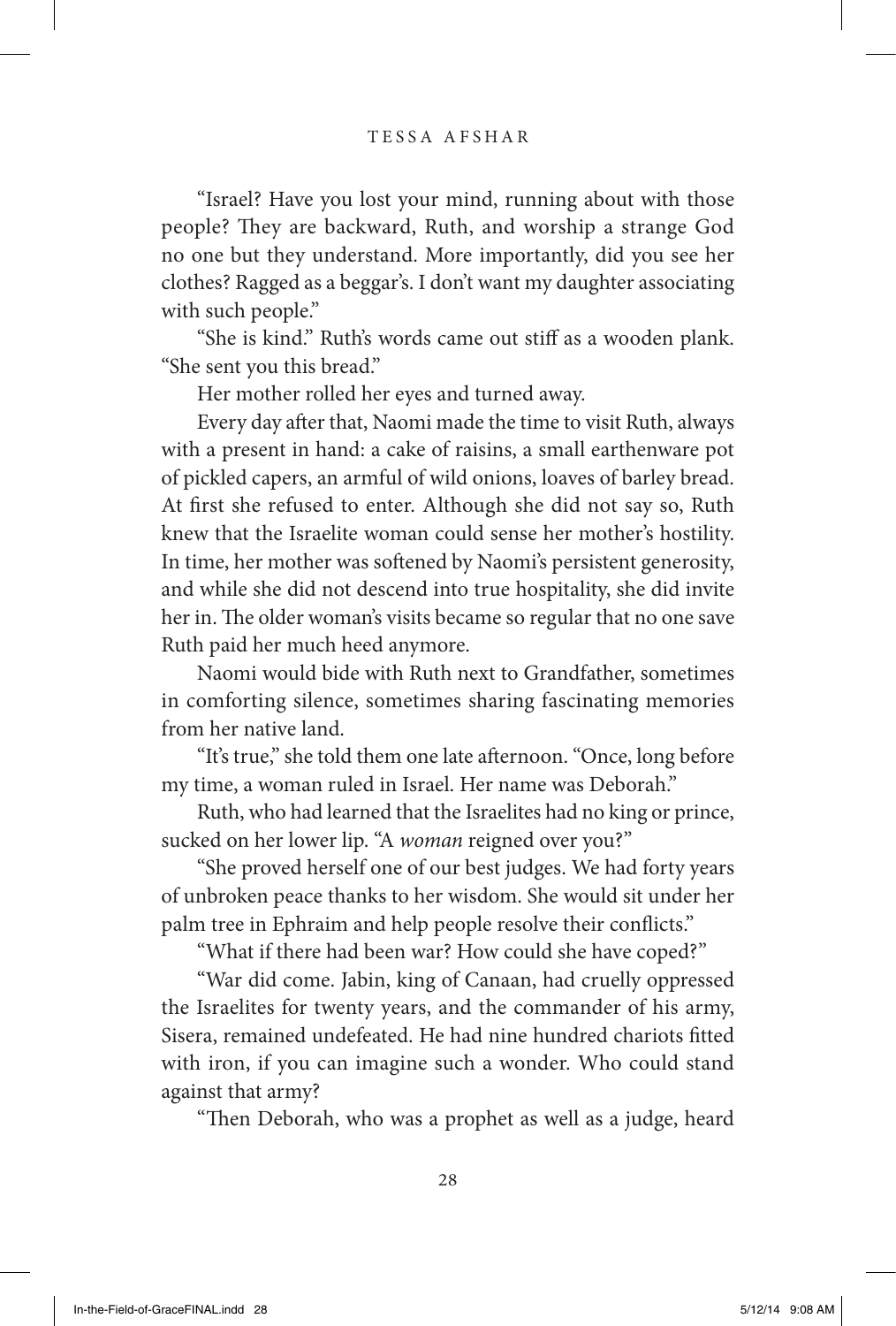"Israel? Have you lost your mind, running about with those people? They are backward, Ruth, and worship a strange God no one but they understand. More importantly, did you see her clothes? Ragged as a beggar's. I don't want my daughter associating with such people."

"She is kind." Ruth's words came out stiff as a wooden plank. "She sent you this bread."

Her mother rolled her eyes and turned away.

Every day after that, Naomi made the time to visit Ruth, always with a present in hand: a cake of raisins, a small earthenware pot of pickled capers, an armful of wild onions, loaves of barley bread. At first she refused to enter. Although she did not say so, Ruth knew that the Israelite woman could sense her mother's hostility. In time, her mother was softened by Naomi's persistent generosity, and while she did not descend into true hospitality, she did invite her in. The older woman's visits became so regular that no one save Ruth paid her much heed anymore.

Naomi would bide with Ruth next to Grandfather, sometimes in comforting silence, sometimes sharing fascinating memories from her native land.

"It's true," she told them one late afternoon. "Once, long before my time, a woman ruled in Israel. Her name was Deborah."

Ruth, who had learned that the Israelites had no king or prince, sucked on her lower lip. "A *woman* reigned over you?"

"She proved herself one of our best judges. We had forty years of unbroken peace thanks to her wisdom. She would sit under her palm tree in Ephraim and help people resolve their conflicts."

"What if there had been war? How could she have coped?"

"War did come. Jabin, king of Canaan, had cruelly oppressed the Israelites for twenty years, and the commander of his army, Sisera, remained undefeated. He had nine hundred chariots fitted with iron, if you can imagine such a wonder. Who could stand against that army?

"Then Deborah, who was a prophet as well as a judge, heard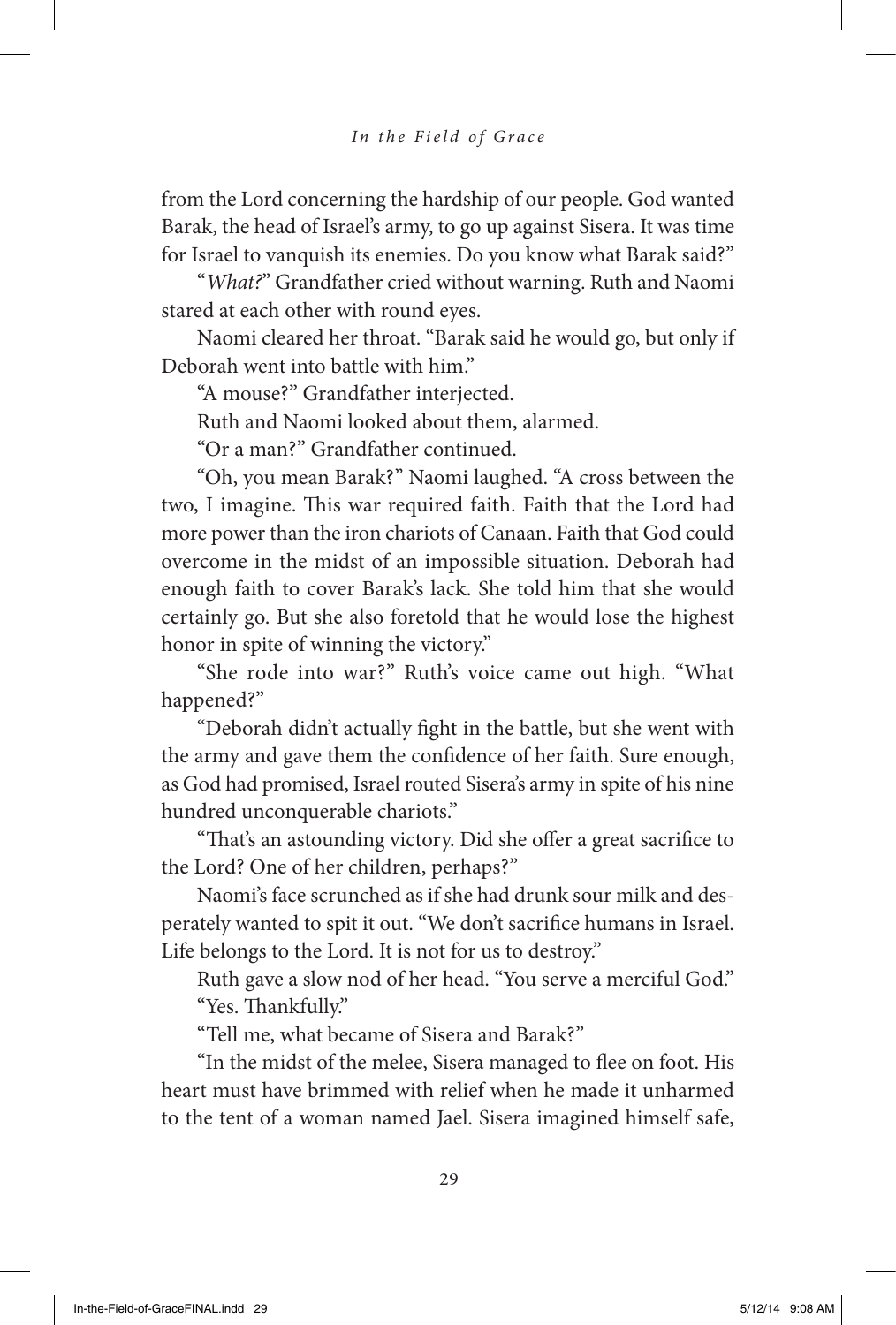from the Lord concerning the hardship of our people. God wanted Barak, the head of Israel's army, to go up against Sisera. It was time for Israel to vanquish its enemies. Do you know what Barak said?"

"*What?*" Grandfather cried without warning. Ruth and Naomi stared at each other with round eyes.

Naomi cleared her throat. "Barak said he would go, but only if Deborah went into battle with him."

"A mouse?" Grandfather interjected.

Ruth and Naomi looked about them, alarmed.

"Or a man?" Grandfather continued.

"Oh, you mean Barak?" Naomi laughed. "A cross between the two, I imagine. This war required faith. Faith that the Lord had more power than the iron chariots of Canaan. Faith that God could overcome in the midst of an impossible situation. Deborah had enough faith to cover Barak's lack. She told him that she would certainly go. But she also foretold that he would lose the highest honor in spite of winning the victory."

"She rode into war?" Ruth's voice came out high. "What happened?"

"Deborah didn't actually fight in the battle, but she went with the army and gave them the confidence of her faith. Sure enough, as God had promised, Israel routed Sisera's army in spite of his nine hundred unconquerable chariots."

"That's an astounding victory. Did she offer a great sacrifice to the Lord? One of her children, perhaps?"

Naomi's face scrunched as if she had drunk sour milk and desperately wanted to spit it out. "We don't sacrifice humans in Israel. Life belongs to the Lord. It is not for us to destroy."

Ruth gave a slow nod of her head. "You serve a merciful God."

"Yes. Thankfully."

"Tell me, what became of Sisera and Barak?"

"In the midst of the melee, Sisera managed to flee on foot. His heart must have brimmed with relief when he made it unharmed to the tent of a woman named Jael. Sisera imagined himself safe,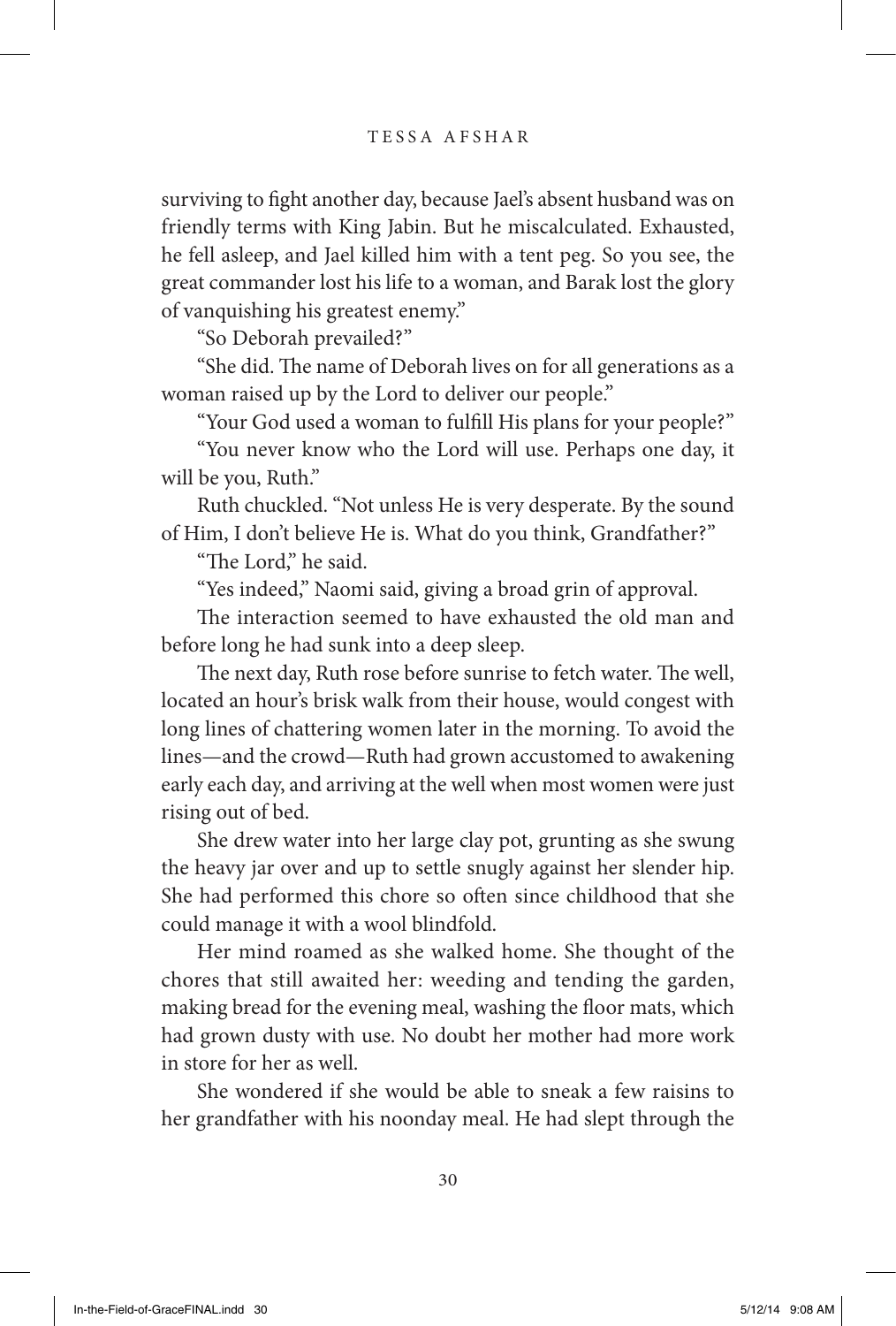surviving to fight another day, because Jael's absent husband was on friendly terms with King Jabin. But he miscalculated. Exhausted, he fell asleep, and Jael killed him with a tent peg. So you see, the great commander lost his life to a woman, and Barak lost the glory of vanquishing his greatest enemy."

"So Deborah prevailed?"

"She did. The name of Deborah lives on for all generations as a woman raised up by the Lord to deliver our people."

"Your God used a woman to fulfill His plans for your people?"

"You never know who the Lord will use. Perhaps one day, it will be you, Ruth."

Ruth chuckled. "Not unless He is very desperate. By the sound of Him, I don't believe He is. What do you think, Grandfather?"

"The Lord," he said.

"Yes indeed," Naomi said, giving a broad grin of approval.

The interaction seemed to have exhausted the old man and before long he had sunk into a deep sleep.

The next day, Ruth rose before sunrise to fetch water. The well, located an hour's brisk walk from their house, would congest with long lines of chattering women later in the morning. To avoid the lines—and the crowd—Ruth had grown accustomed to awakening early each day, and arriving at the well when most women were just rising out of bed.

She drew water into her large clay pot, grunting as she swung the heavy jar over and up to settle snugly against her slender hip. She had performed this chore so often since childhood that she could manage it with a wool blindfold.

Her mind roamed as she walked home. She thought of the chores that still awaited her: weeding and tending the garden, making bread for the evening meal, washing the floor mats, which had grown dusty with use. No doubt her mother had more work in store for her as well.

She wondered if she would be able to sneak a few raisins to her grandfather with his noonday meal. He had slept through the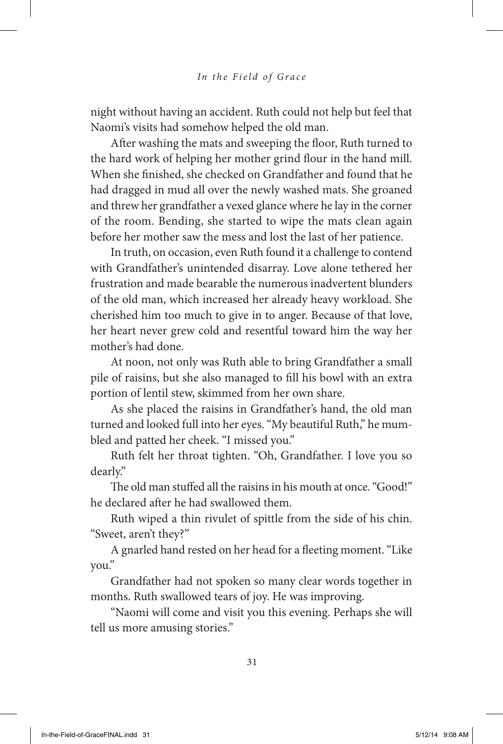night without having an accident. Ruth could not help but feel that Naomi's visits had somehow helped the old man.

After washing the mats and sweeping the floor, Ruth turned to the hard work of helping her mother grind flour in the hand mill. When she finished, she checked on Grandfather and found that he had dragged in mud all over the newly washed mats. She groaned and threw her grandfather a vexed glance where he lay in the corner of the room. Bending, she started to wipe the mats clean again before her mother saw the mess and lost the last of her patience.

In truth, on occasion, even Ruth found it a challenge to contend with Grandfather's unintended disarray. Love alone tethered her frustration and made bearable the numerous inadvertent blunders of the old man, which increased her already heavy workload. She cherished him too much to give in to anger. Because of that love, her heart never grew cold and resentful toward him the way her mother's had done.

At noon, not only was Ruth able to bring Grandfather a small pile of raisins, but she also managed to fill his bowl with an extra portion of lentil stew, skimmed from her own share.

As she placed the raisins in Grandfather's hand, the old man turned and looked full into her eyes. "My beautiful Ruth," he mumbled and patted her cheek. "I missed you."

Ruth felt her throat tighten. "Oh, Grandfather. I love you so dearly."

The old man stuffed all the raisins in his mouth at once. "Good!" he declared after he had swallowed them.

Ruth wiped a thin rivulet of spittle from the side of his chin. "Sweet, aren't they?"

A gnarled hand rested on her head for a fleeting moment. "Like you."

Grandfather had not spoken so many clear words together in months. Ruth swallowed tears of joy. He was improving.

"Naomi will come and visit you this evening. Perhaps she will tell us more amusing stories."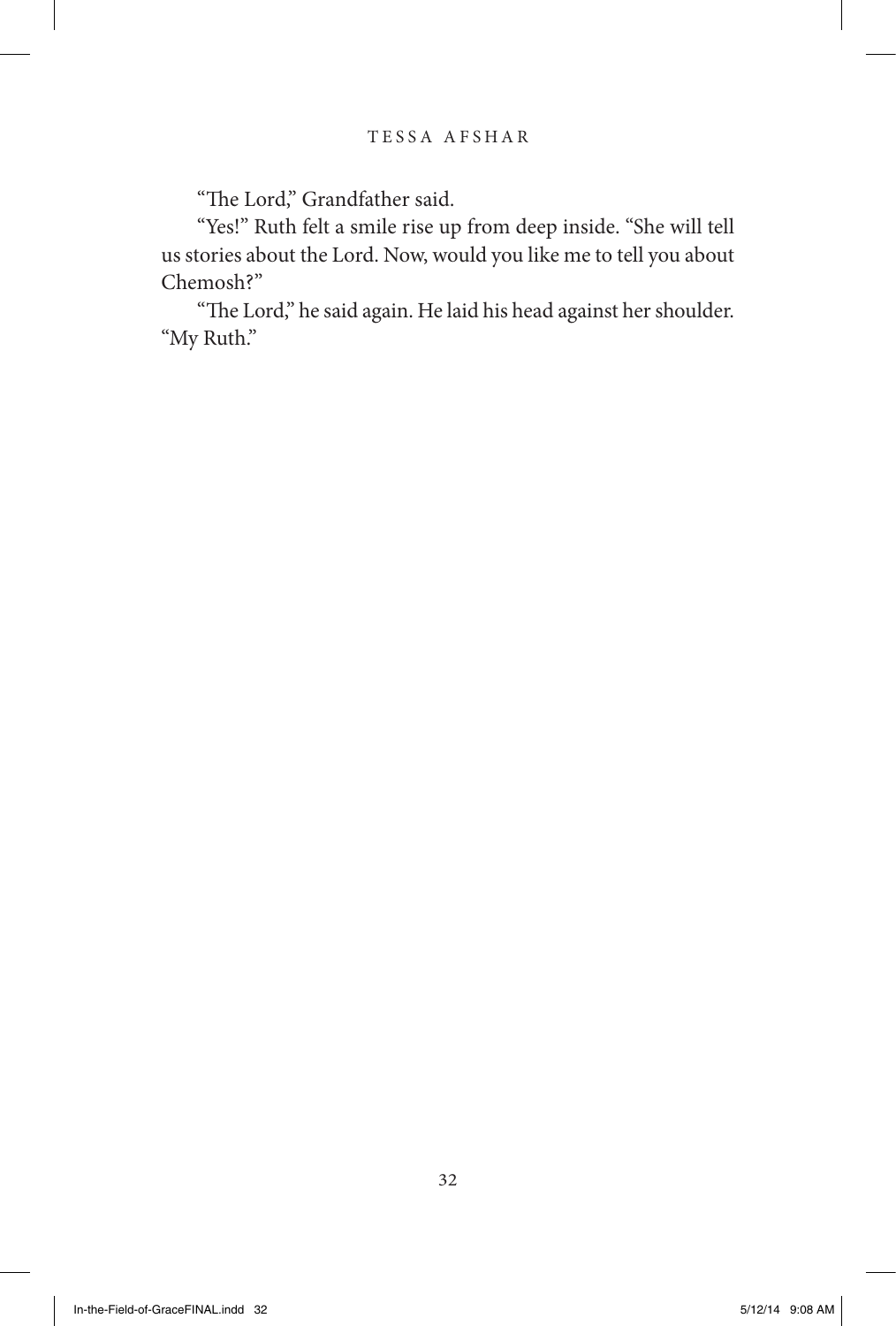"The Lord," Grandfather said.

"Yes!" Ruth felt a smile rise up from deep inside. "She will tell us stories about the Lord. Now, would you like me to tell you about Chemosh?"

"The Lord," he said again. He laid his head against her shoulder. "My Ruth."